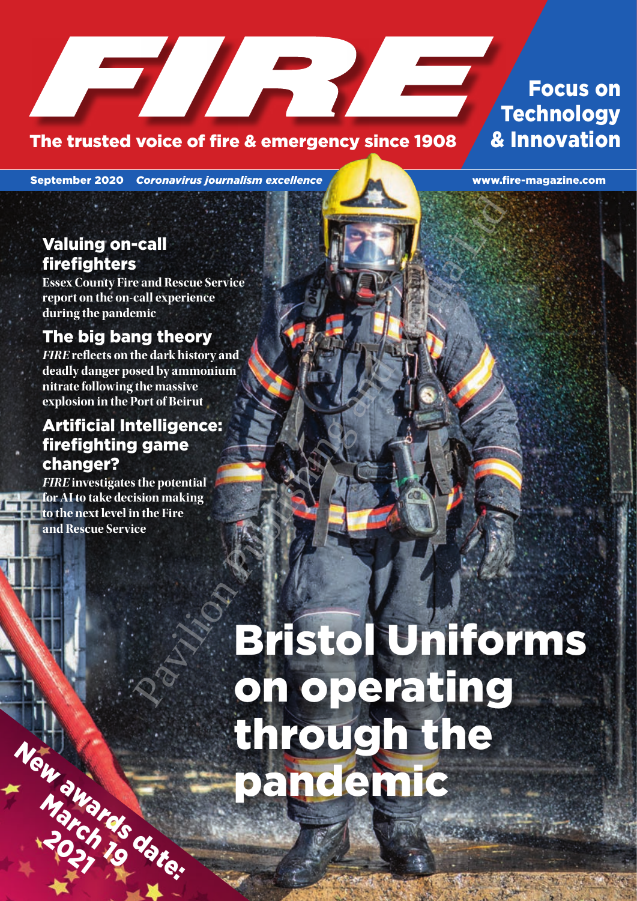# FIRE

The trusted voice of fire & emergency since 1908

**Focus on Technology & Innovation**

September 2020 *Coronavirus journalism excellence* www.fire-magazine.com

## Valuing on-call firefighters

**Essex County Fire and Rescue Service report on the on-call experience during the pandemic**

## The big bang theory

***FIRE* reflects on the dark history and deadly danger posed by ammonium nitrate following the massive explosion in the Port of Beirut**

## Artificial Intelligence: firefighting game changer?

***FIRE* investigates the potential for AI to take decision making to the next level in the Fire and Rescue Service**

# Bristol Uniforms on operating through the pandemic

New awards date: March 19 2021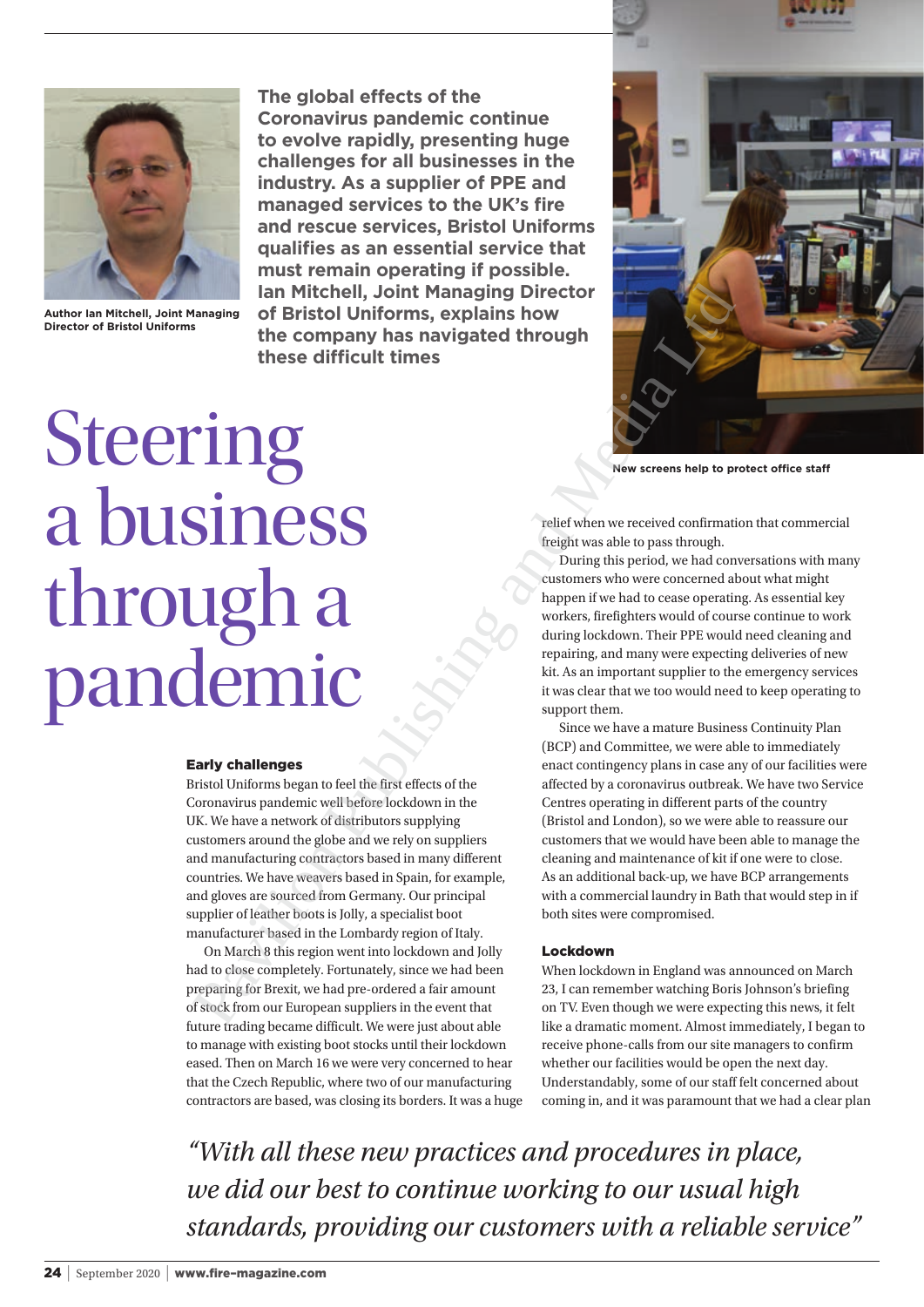# Steering a business through a pandemic

**The global effects of the Coronavirus pandemic continue to evolve rapidly, presenting huge challenges for all businesses in the industry. As a supplier of PPE and managed services to the UK's fire and rescue services, Bristol Uniforms qualifies as an essential service that must remain operating if possible. Ian Mitchell, Joint Managing Director of Bristol Uniforms, explains how the company has navigated through these difficult times**

**Author Ian Mitchell, Joint Managing Director of Bristol Uniforms**

### Early challenges

Bristol Uniforms began to feel the first effects of the Coronavirus pandemic well before lockdown in the UK. We have a network of distributors supplying customers around the globe and we rely on suppliers and manufacturing contractors based in many different countries. We have weavers based in Spain, for example, and gloves are sourced from Germany. Our principal supplier of leather boots is Jolly, a specialist boot manufacturer based in the Lombardy region of Italy.

On March 8 this region went into lockdown and Jolly had to close completely. Fortunately, since we had been preparing for Brexit, we had pre-ordered a fair amount of stock from our European suppliers in the event that future trading became difficult. We were just about able to manage with existing boot stocks until their lockdown eased. Then on March 16 we were very concerned to hear that the Czech Republic, where two of our manufacturing contractors are based, was closing its borders. It was a huge relief when we received confirmation that commercial freight was able to pass through.

During this period, we had conversations with many customers who were concerned about what might happen if we had to cease operating. As essential key workers, firefighters would of course continue to work during lockdown. Their PPE would need cleaning and repairing, and many were expecting deliveries of new kit. As an important supplier to the emergency services it was clear that we too would need to keep operating to support them.

Since we have a mature Business Continuity Plan (BCP) and Committee, we were able to immediately enact contingency plans in case any of our facilities were affected by a coronavirus outbreak. We have two Service Centres operating in different parts of the country (Bristol and London), so we were able to reassure our customers that we would have been able to manage the cleaning and maintenance of kit if one were to close. As an additional back-up, we have BCP arrangements with a commercial laundry in Bath that would step in if both sites were compromised.

**New screens help to protect office staff**

### Lockdown

When lockdown in England was announced on March 23, I can remember watching Boris Johnson's briefing on TV. Even though we were expecting this news, it felt like a dramatic moment. Almost immediately, I began to receive phone-calls from our site managers to confirm whether our facilities would be open the next day. Understandably, some of our staff felt concerned about coming in, and it was paramount that we had a clear plan

*"With all these new practices and procedures in place, we did our best to continue working to our usual high standards, providing our customers with a reliable service"*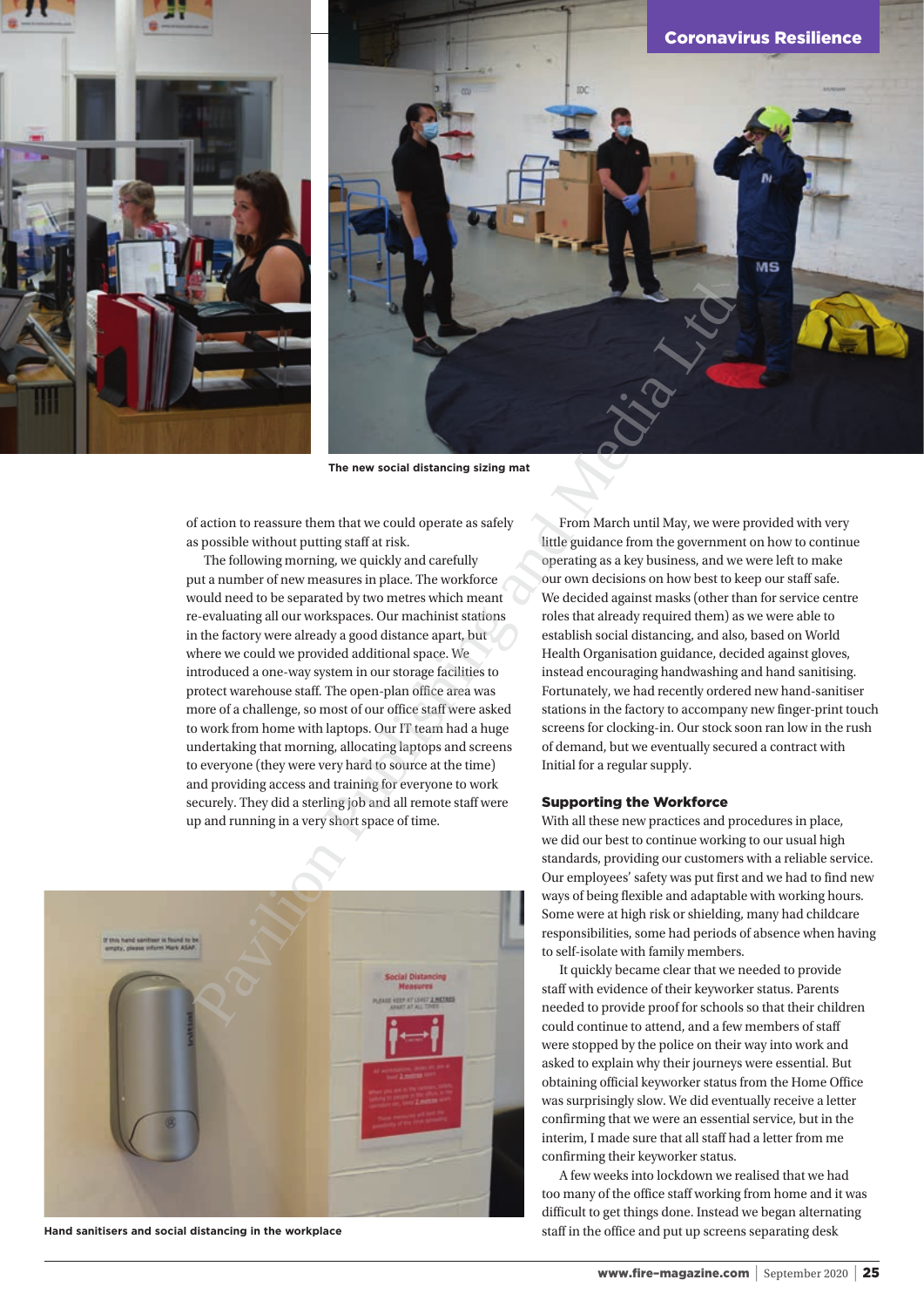The new social distancing sizing mat

of action to reassure them that we could operate as safely as possible without putting staff at risk.

The following morning, we quickly and carefully put a number of new measures in place. The workforce would need to be separated by two metres which meant re-evaluating all our workspaces. Our machinist stations in the factory were already a good distance apart, but where we could we provided additional space. We introduced a one-way system in our storage facilities to protect warehouse staff. The open-plan office area was more of a challenge, so most of our office staff were asked to work from home with laptops. Our IT team had a huge undertaking that morning, allocating laptops and screens to everyone (they were very hard to source at the time) and providing access and training for everyone to work securely. They did a sterling job and all remote staff were up and running in a very short space of time.

Hand sanitisers and social distancing in the workplace

From March until May, we were provided with very little guidance from the government on how to continue operating as a key business, and we were left to make our own decisions on how best to keep our staff safe. We decided against masks (other than for service centre roles that already required them) as we were able to establish social distancing, and also, based on World Health Organisation guidance, decided against gloves, instead encouraging handwashing and hand sanitising. Fortunately, we had recently ordered new hand-sanitiser stations in the factory to accompany new finger-print touch screens for clocking-in. Our stock soon ran low in the rush of demand, but we eventually secured a contract with Initial for a regular supply.

## Supporting the Workforce

With all these new practices and procedures in place, we did our best to continue working to our usual high standards, providing our customers with a reliable service. Our employees' safety was put first and we had to find new ways of being flexible and adaptable with working hours. Some were at high risk or shielding, many had childcare responsibilities, some had periods of absence when having to self-isolate with family members.

It quickly became clear that we needed to provide staff with evidence of their keyworker status. Parents needed to provide proof for schools so that their children could continue to attend, and a few members of staff were stopped by the police on their way into work and asked to explain why their journeys were essential. But obtaining official keyworker status from the Home Office was surprisingly slow. We did eventually receive a letter confirming that we were an essential service, but in the interim, I made sure that all staff had a letter from me confirming their keyworker status.

A few weeks into lockdown we realised that we had too many of the office staff working from home and it was difficult to get things done. Instead we began alternating staff in the office and put up screens separating desk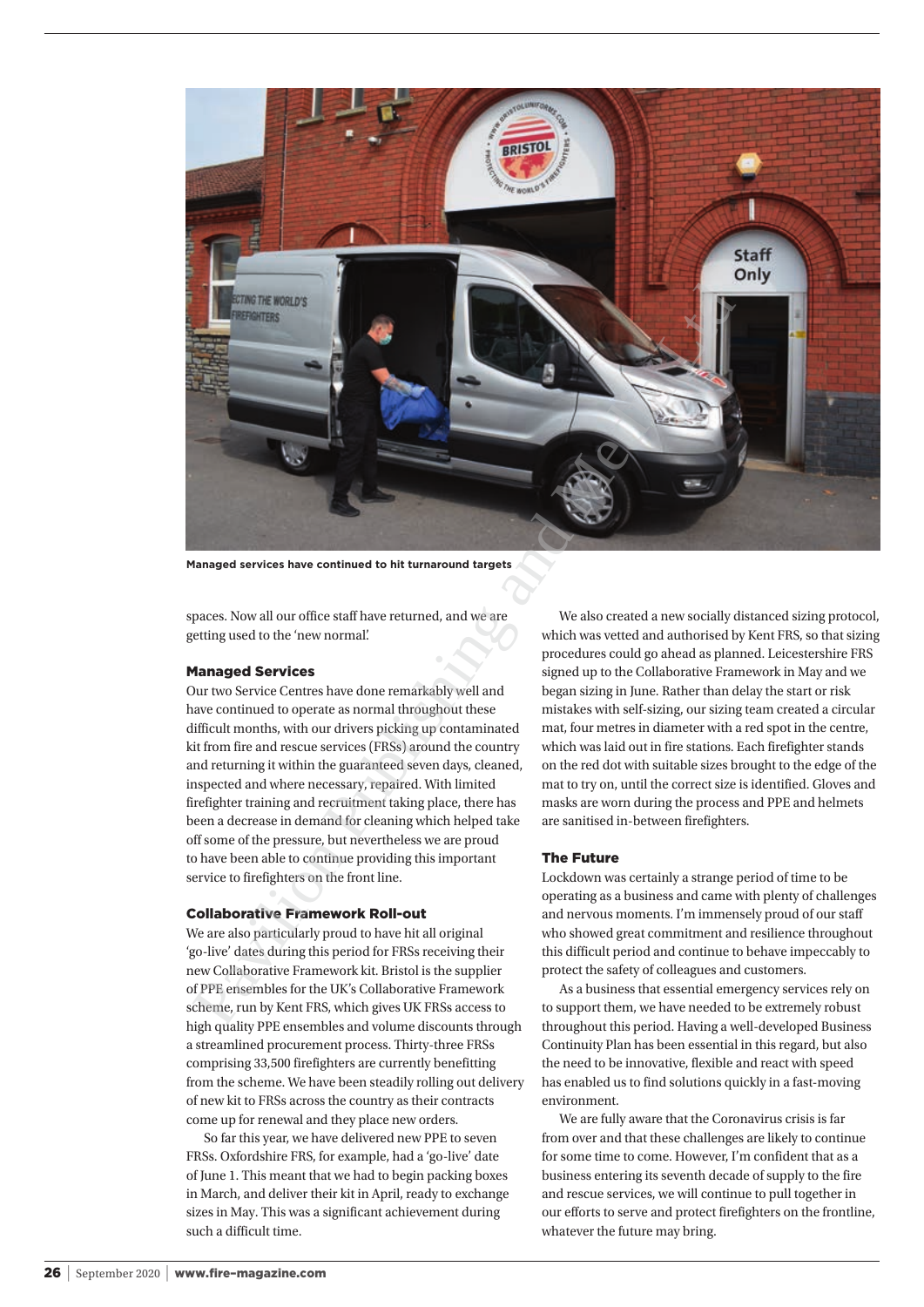Managed services have continued to hit turnaround targets

spaces. Now all our office staff have returned, and we are getting used to the 'new normal'.

## Managed Services

Our two Service Centres have done remarkably well and have continued to operate as normal throughout these difficult months, with our drivers picking up contaminated kit from fire and rescue services (FRSs) around the country and returning it within the guaranteed seven days, cleaned, inspected and where necessary, repaired. With limited firefighter training and recruitment taking place, there has been a decrease in demand for cleaning which helped take off some of the pressure, but nevertheless we are proud to have been able to continue providing this important service to firefighters on the front line.

## Collaborative Framework Roll-out

We are also particularly proud to have hit all original 'go-live' dates during this period for FRSs receiving their new Collaborative Framework kit. Bristol is the supplier of PPE ensembles for the UK's Collaborative Framework scheme, run by Kent FRS, which gives UK FRSs access to high quality PPE ensembles and volume discounts through a streamlined procurement process. Thirty-three FRSs comprising 33,500 firefighters are currently benefitting from the scheme. We have been steadily rolling out delivery of new kit to FRSs across the country as their contracts come up for renewal and they place new orders.

So far this year, we have delivered new PPE to seven FRSs. Oxfordshire FRS, for example, had a 'go-live' date of June 1. This meant that we had to begin packing boxes in March, and deliver their kit in April, ready to exchange sizes in May. This was a significant achievement during such a difficult time.

We also created a new socially distanced sizing protocol, which was vetted and authorised by Kent FRS, so that sizing procedures could go ahead as planned. Leicestershire FRS signed up to the Collaborative Framework in May and we began sizing in June. Rather than delay the start or risk mistakes with self-sizing, our sizing team created a circular mat, four metres in diameter with a red spot in the centre, which was laid out in fire stations. Each firefighter stands on the red dot with suitable sizes brought to the edge of the mat to try on, until the correct size is identified. Gloves and masks are worn during the process and PPE and helmets are sanitised in-between firefighters.

## The Future

Lockdown was certainly a strange period of time to be operating as a business and came with plenty of challenges and nervous moments. I'm immensely proud of our staff who showed great commitment and resilience throughout this difficult period and continue to behave impeccably to protect the safety of colleagues and customers.

As a business that essential emergency services rely on to support them, we have needed to be extremely robust throughout this period. Having a well-developed Business Continuity Plan has been essential in this regard, but also the need to be innovative, flexible and react with speed has enabled us to find solutions quickly in a fast-moving environment.

We are fully aware that the Coronavirus crisis is far from over and that these challenges are likely to continue for some time to come. However, I'm confident that as a business entering its seventh decade of supply to the fire and rescue services, we will continue to pull together in our efforts to serve and protect firefighters on the frontline, whatever the future may bring.